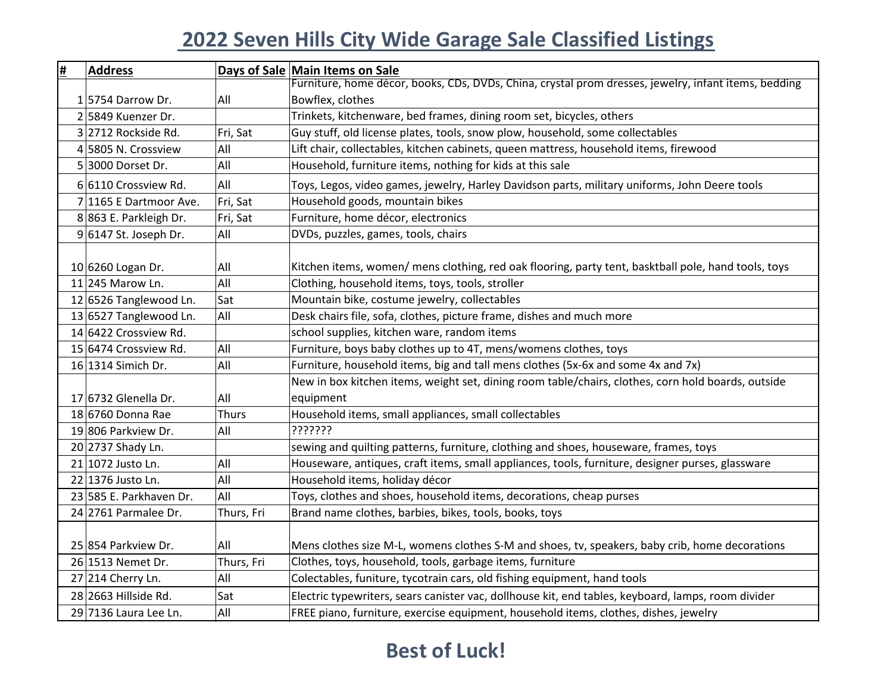# 2022 Seven Hills City Wide Garage Sale Classified Listings

| # | Address | Days of Sale | Main Items on Sale |
|---|---|---|---|
| 1 | 5754 Darrow Dr. | All | Furniture, home décor, books, CDs, DVDs, China, crystal prom dresses, jewelry, infant items, bedding Bowflex, clothes |
| 2 | 5849 Kuenzer Dr. | | Trinkets, kitchenware, bed frames, dining room set, bicycles, others |
| 3 | 2712 Rockside Rd. | Fri, Sat | Guy stuff, old license plates, tools, snow plow, household, some collectables |
| 4 | 5805 N. Crossview | All | Lift chair, collectables, kitchen cabinets, queen mattress, household items, firewood |
| 5 | 3000 Dorset Dr. | All | Household, furniture items, nothing for kids at this sale |
| 6 | 6110 Crossview Rd. | All | Toys, Legos, video games, jewelry, Harley Davidson parts, military uniforms, John Deere tools |
| 7 | 1165 E Dartmoor Ave. | Fri, Sat | Household goods, mountain bikes |
| 8 | 863 E. Parkleigh Dr. | Fri, Sat | Furniture, home décor, electronics |
| 9 | 6147 St. Joseph Dr. | All | DVDs, puzzles, games, tools, chairs |
| 10 | 6260 Logan Dr. | All | Kitchen items, women/ mens clothing, red oak flooring, party tent, basktball pole, hand tools, toys |
| 11 | 245 Marow Ln. | All | Clothing, household items, toys, tools, stroller |
| 12 | 6526 Tanglewood Ln. | Sat | Mountain bike, costume jewelry, collectables |
| 13 | 6527 Tanglewood Ln. | All | Desk chairs file, sofa, clothes, picture frame, dishes and much more |
| 14 | 6422 Crossview Rd. | | school supplies, kitchen ware, random items |
| 15 | 6474 Crossview Rd. | All | Furniture, boys baby clothes up to 4T, mens/womens clothes, toys |
| 16 | 1314 Simich Dr. | All | Furniture, household items, big and tall mens clothes (5x-6x and some 4x and 7x) |
| 17 | 6732 Glenella Dr. | All | New in box kitchen items, weight set, dining room table/chairs, clothes, corn hold boards, outside equipment |
| 18 | 6760 Donna Rae | Thurs | Household items, small appliances, small collectables |
| 19 | 806 Parkview Dr. | All | ??????? |
| 20 | 2737 Shady Ln. | | sewing and quilting patterns, furniture, clothing and shoes, houseware, frames, toys |
| 21 | 1072 Justo Ln. | All | Houseware, antiques, craft items, small appliances, tools, furniture, designer purses, glassware |
| 22 | 1376 Justo Ln. | All | Household items, holiday décor |
| 23 | 585 E. Parkhaven Dr. | All | Toys, clothes and shoes, household items, decorations, cheap purses |
| 24 | 2761 Parmalee Dr. | Thurs, Fri | Brand name clothes, barbies, bikes, tools, books, toys |
| 25 | 854 Parkview Dr. | All | Mens clothes size M-L, womens clothes S-M and shoes, tv, speakers, baby crib, home decorations |
| 26 | 1513 Nemet Dr. | Thurs, Fri | Clothes, toys, household, tools, garbage items, furniture |
| 27 | 214 Cherry Ln. | All | Colectables, funiture, tycotrain cars, old fishing equipment, hand tools |
| 28 | 2663 Hillside Rd. | Sat | Electric typewriters, sears canister vac, dollhouse kit, end tables, keyboard, lamps, room divider |
| 29 | 7136 Laura Lee Ln. | All | FREE piano, furniture, exercise equipment, household items, clothes, dishes, jewelry |

## Best of Luck!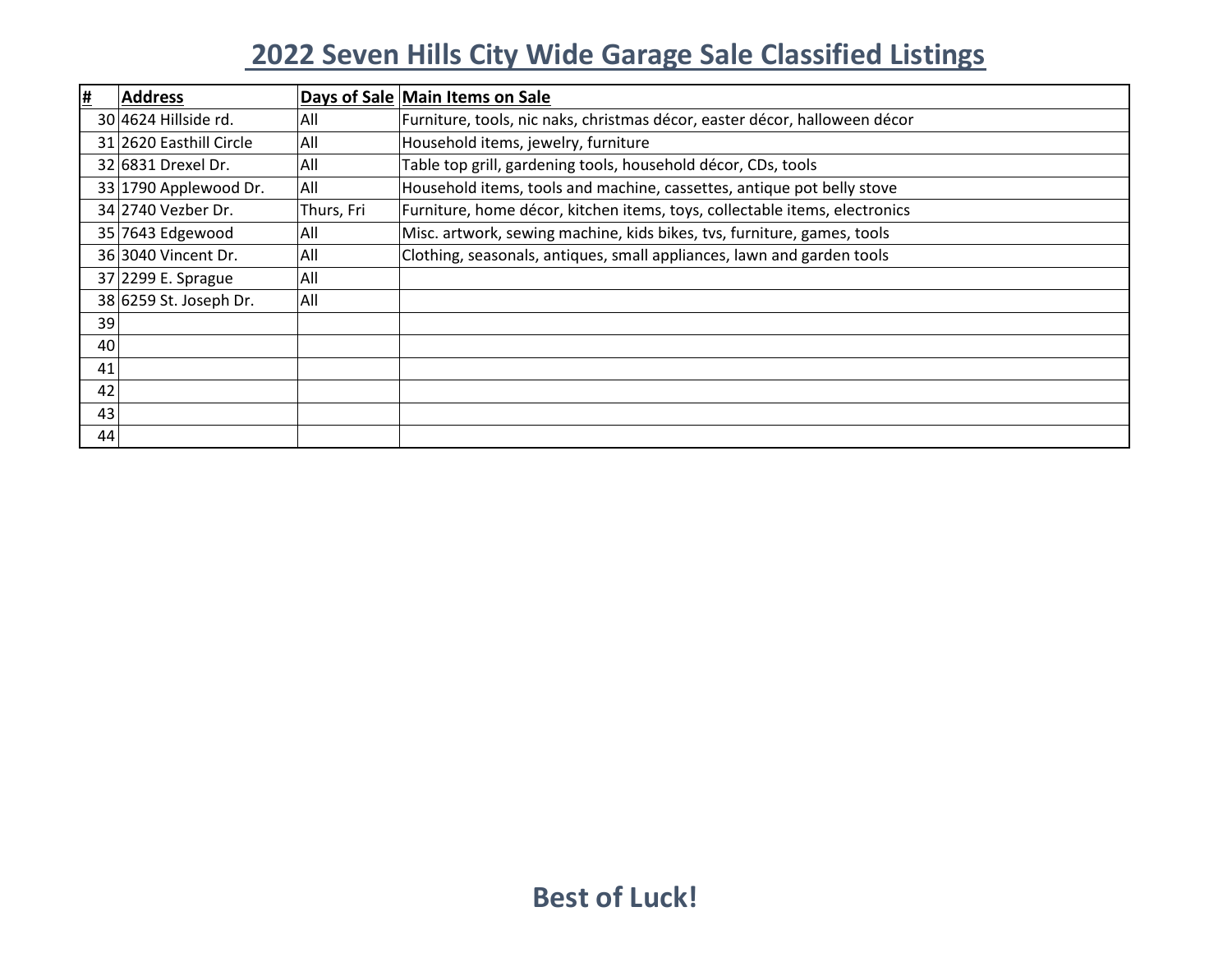# 2022 Seven Hills City Wide Garage Sale Classified Listings

| # | Address | Days of Sale | Main Items on Sale |
|---|---|---|---|
| 30 | 4624 Hillside rd. | All | Furniture, tools, nic naks, christmas décor, easter décor, halloween décor |
| 31 | 2620 Easthill Circle | All | Household items, jewelry, furniture |
| 32 | 6831 Drexel Dr. | All | Table top grill, gardening tools, household décor, CDs, tools |
| 33 | 1790 Applewood Dr. | All | Household items, tools and machine, cassettes, antique pot belly stove |
| 34 | 2740 Vezber Dr. | Thurs, Fri | Furniture, home décor, kitchen items, toys, collectable items, electronics |
| 35 | 7643 Edgewood | All | Misc. artwork, sewing machine, kids bikes, tvs, furniture, games, tools |
| 36 | 3040 Vincent Dr. | All | Clothing, seasonals, antiques, small appliances, lawn and garden tools |
| 37 | 2299 E. Sprague | All | |
| 38 | 6259 St. Joseph Dr. | All | |
| 39 | | | |
| 40 | | | |
| 41 | | | |
| 42 | | | |
| 43 | | | |
| 44 | | | |

**Best of Luck!**